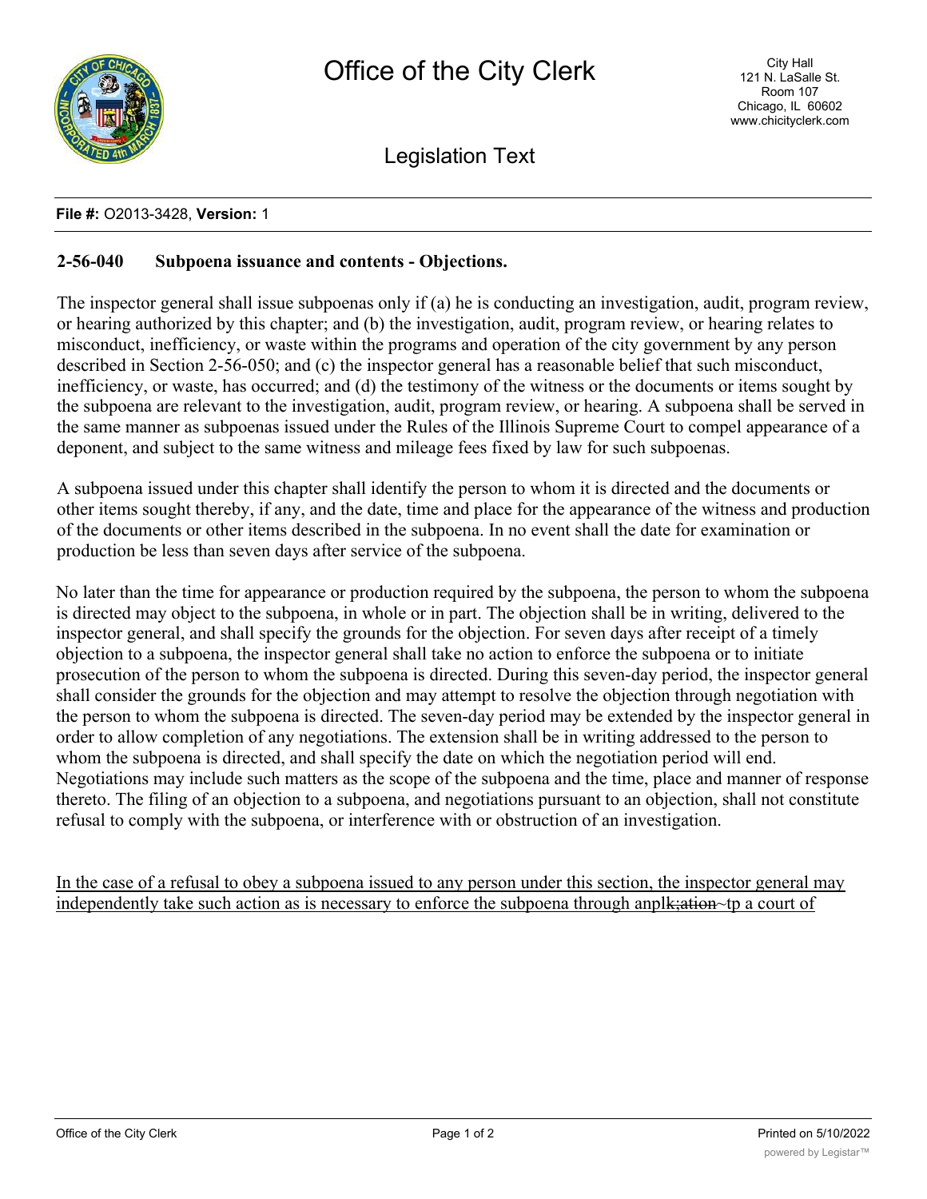**File #:** O2013-3428, **Version:** 1

## 2-56-040 Subpoena issuance and contents - Objections.

The inspector general shall issue subpoenas only if (a) he is conducting an investigation, audit, program review, or hearing authorized by this chapter; and (b) the investigation, audit, program review, or hearing relates to misconduct, inefficiency, or waste within the programs and operation of the city government by any person described in Section 2-56-050; and (c) the inspector general has a reasonable belief that such misconduct, inefficiency, or waste, has occurred; and (d) the testimony of the witness or the documents or items sought by the subpoena are relevant to the investigation, audit, program review, or hearing. A subpoena shall be served in the same manner as subpoenas issued under the Rules of the Illinois Supreme Court to compel appearance of a deponent, and subject to the same witness and mileage fees fixed by law for such subpoenas.

A subpoena issued under this chapter shall identify the person to whom it is directed and the documents or other items sought thereby, if any, and the date, time and place for the appearance of the witness and production of the documents or other items described in the subpoena. In no event shall the date for examination or production be less than seven days after service of the subpoena.

No later than the time for appearance or production required by the subpoena, the person to whom the subpoena is directed may object to the subpoena, in whole or in part. The objection shall be in writing, delivered to the inspector general, and shall specify the grounds for the objection. For seven days after receipt of a timely objection to a subpoena, the inspector general shall take no action to enforce the subpoena or to initiate prosecution of the person to whom the subpoena is directed. During this seven-day period, the inspector general shall consider the grounds for the objection and may attempt to resolve the objection through negotiation with the person to whom the subpoena is directed. The seven-day period may be extended by the inspector general in order to allow completion of any negotiations. The extension shall be in writing addressed to the person to whom the subpoena is directed, and shall specify the date on which the negotiation period will end. Negotiations may include such matters as the scope of the subpoena and the time, place and manner of response thereto. The filing of an objection to a subpoena, and negotiations pursuant to an objection, shall not constitute refusal to comply with the subpoena, or interference with or obstruction of an investigation.

In the case of a refusal to obey a subpoena issued to any person under this section, the inspector general may independently take such action as is necessary to enforce the subpoena through anpl~~k;ation~~~tp a court of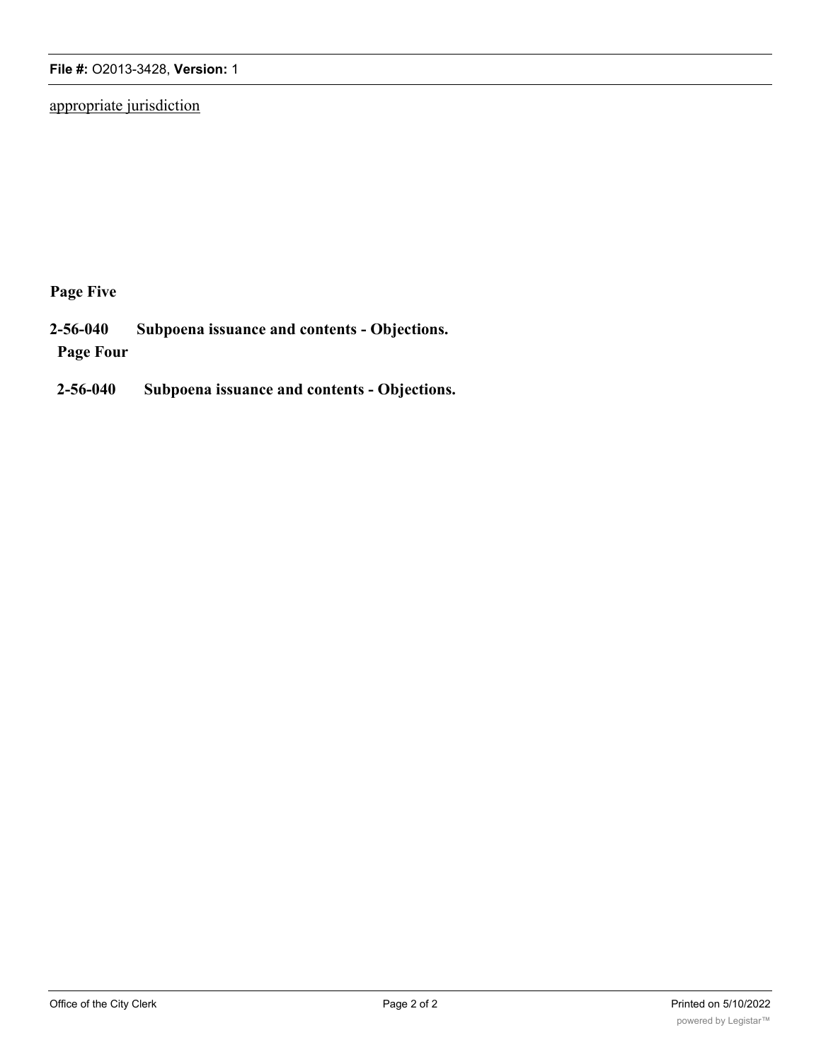appropriate jurisdiction

**Page Five**

**2-56-040 Subpoena issuance and contents - Objections.**

**Page Four**

**2-56-040 Subpoena issuance and contents - Objections.**